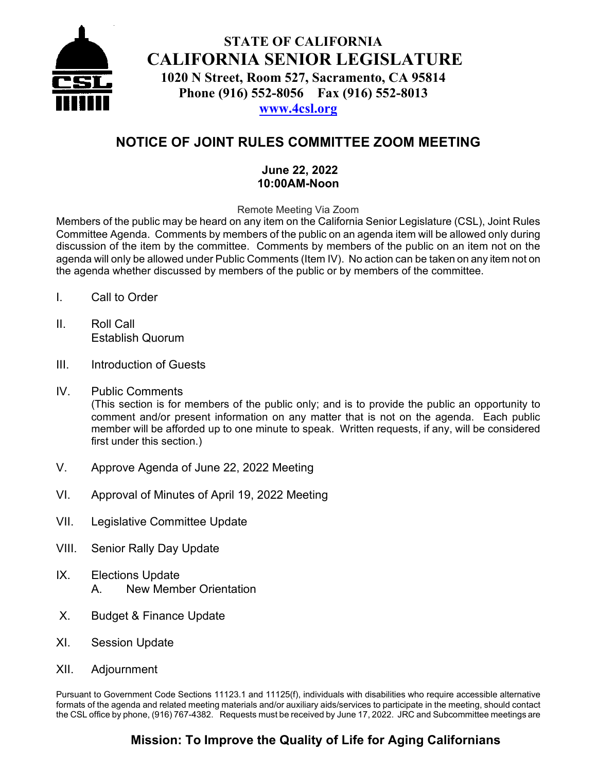# STATE OF CALIFORNIA
# CALIFORNIA SENIOR LEGISLATURE

**1020 N Street, Room 527, Sacramento, CA 95814**
**Phone (916) 552-8056 Fax (916) 552-8013**
**www.4csl.org**

## NOTICE OF JOINT RULES COMMITTEE ZOOM MEETING

**June 22, 2022**
**10:00AM-Noon**

Remote Meeting Via Zoom

Members of the public may be heard on any item on the California Senior Legislature (CSL), Joint Rules Committee Agenda. Comments by members of the public on an agenda item will be allowed only during discussion of the item by the committee. Comments by members of the public on an item not on the agenda will only be allowed under Public Comments (Item IV). No action can be taken on any item not on the agenda whether discussed by members of the public or by members of the committee.

I. Call to Order

II. Roll Call
   Establish Quorum

III. Introduction of Guests

IV. Public Comments
   (This section is for members of the public only; and is to provide the public an opportunity to comment and/or present information on any matter that is not on the agenda. Each public member will be afforded up to one minute to speak. Written requests, if any, will be considered first under this section.)

V. Approve Agenda of June 22, 2022 Meeting

VI. Approval of Minutes of April 19, 2022 Meeting

VII. Legislative Committee Update

VIII. Senior Rally Day Update

IX. Elections Update
   A. New Member Orientation

X. Budget & Finance Update

XI. Session Update

XII. Adjournment

Pursuant to Government Code Sections 11123.1 and 11125(f), individuals with disabilities who require accessible alternative formats of the agenda and related meeting materials and/or auxiliary aids/services to participate in the meeting, should contact the CSL office by phone, (916) 767-4382. Requests must be received by June 17, 2022. JRC and Subcommittee meetings are

**Mission: To Improve the Quality of Life for Aging Californians**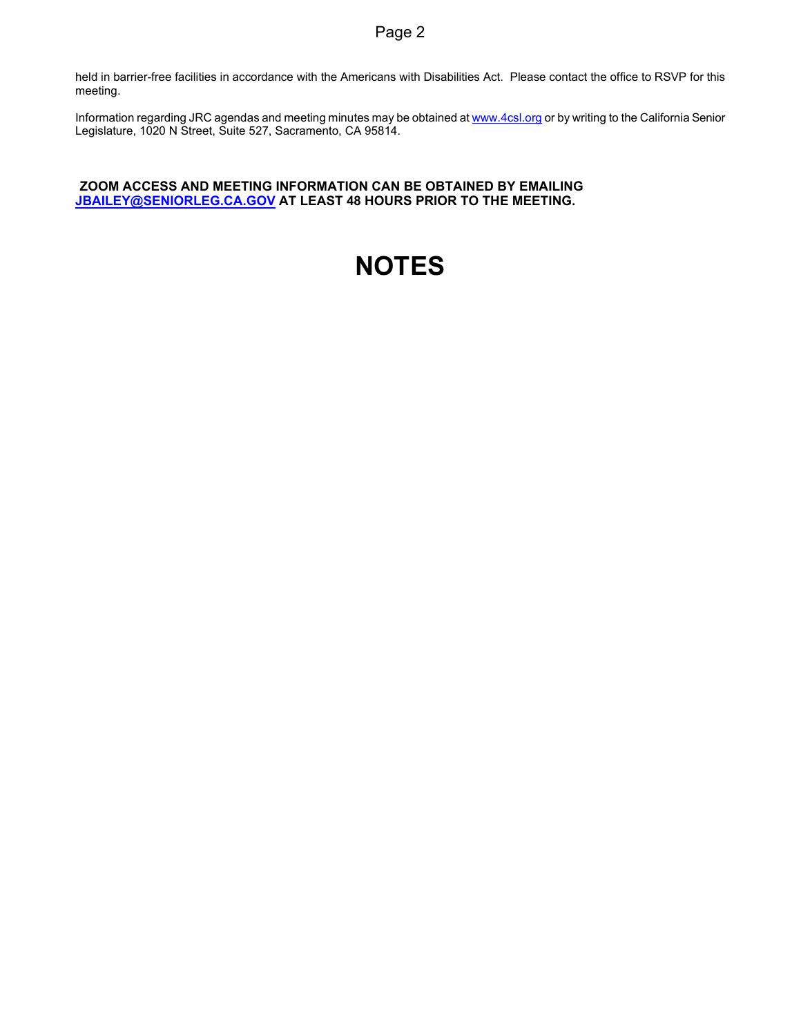held in barrier-free facilities in accordance with the Americans with Disabilities Act. Please contact the office to RSVP for this meeting.

Information regarding JRC agendas and meeting minutes may be obtained at www.4csl.org or by writing to the California Senior Legislature, 1020 N Street, Suite 527, Sacramento, CA 95814.

**ZOOM ACCESS AND MEETING INFORMATION CAN BE OBTAINED BY EMAILING JBAILEY@SENIORLEG.CA.GOV AT LEAST 48 HOURS PRIOR TO THE MEETING.**

# NOTES